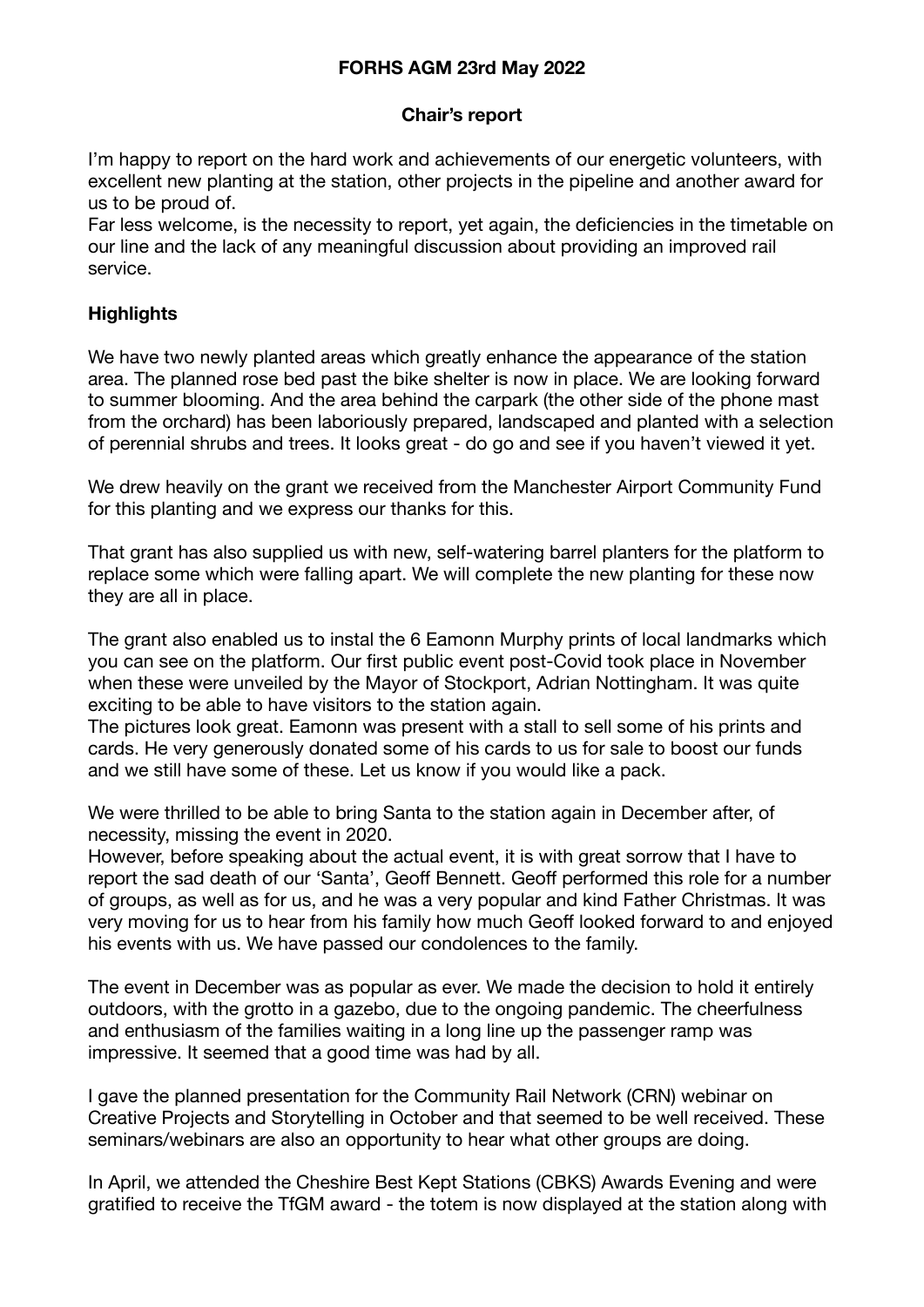**FORHS AGM 23rd May 2022**

**Chair's report**

I'm happy to report on the hard work and achievements of our energetic volunteers, with excellent new planting at the station, other projects in the pipeline and another award for us to be proud of.
Far less welcome, is the necessity to report, yet again, the deficiencies in the timetable on our line and the lack of any meaningful discussion about providing an improved rail service.

**Highlights**

We have two newly planted areas which greatly enhance the appearance of the station area. The planned rose bed past the bike shelter is now in place. We are looking forward to summer blooming. And the area behind the carpark (the other side of the phone mast from the orchard) has been laboriously prepared, landscaped and planted with a selection of perennial shrubs and trees. It looks great - do go and see if you haven't viewed it yet.

We drew heavily on the grant we received from the Manchester Airport Community Fund for this planting and we express our thanks for this.

That grant has also supplied us with new, self-watering barrel planters for the platform to replace some which were falling apart. We will complete the new planting for these now they are all in place.

The grant also enabled us to instal the 6 Eamonn Murphy prints of local landmarks which you can see on the platform. Our first public event post-Covid took place in November when these were unveiled by the Mayor of Stockport, Adrian Nottingham. It was quite exciting to be able to have visitors to the station again.
The pictures look great. Eamonn was present with a stall to sell some of his prints and cards. He very generously donated some of his cards to us for sale to boost our funds and we still have some of these. Let us know if you would like a pack.

We were thrilled to be able to bring Santa to the station again in December after, of necessity, missing the event in 2020.
However, before speaking about the actual event, it is with great sorrow that I have to report the sad death of our 'Santa', Geoff Bennett. Geoff performed this role for a number of groups, as well as for us, and he was a very popular and kind Father Christmas. It was very moving for us to hear from his family how much Geoff looked forward to and enjoyed his events with us. We have passed our condolences to the family.

The event in December was as popular as ever. We made the decision to hold it entirely outdoors, with the grotto in a gazebo, due to the ongoing pandemic. The cheerfulness and enthusiasm of the families waiting in a long line up the passenger ramp was impressive. It seemed that a good time was had by all.

I gave the planned presentation for the Community Rail Network (CRN) webinar on Creative Projects and Storytelling in October and that seemed to be well received. These seminars/webinars are also an opportunity to hear what other groups are doing.

In April, we attended the Cheshire Best Kept Stations (CBKS) Awards Evening and were gratified to receive the TfGM award - the totem is now displayed at the station along with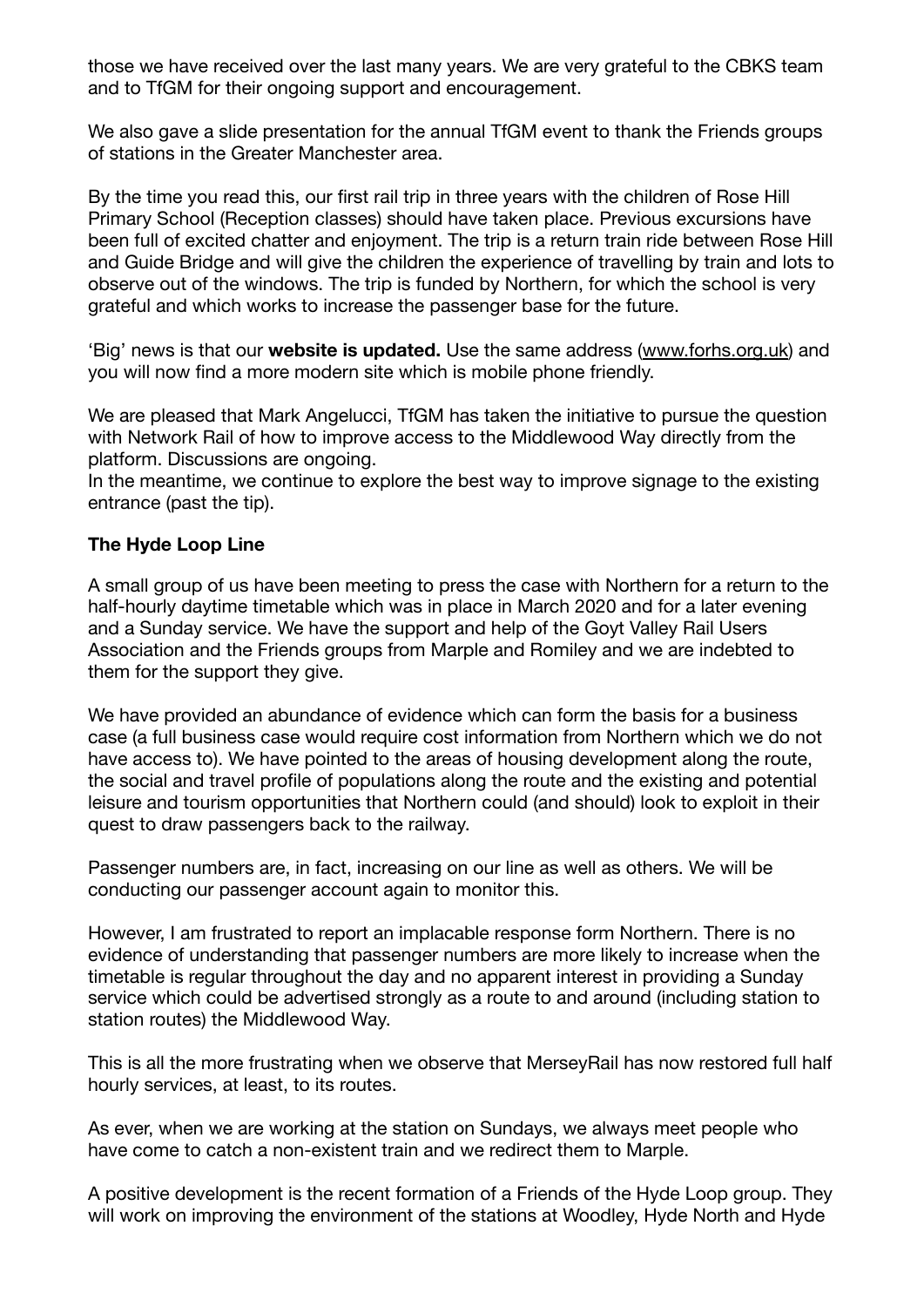those we have received over the last many years. We are very grateful to the CBKS team and to TfGM for their ongoing support and encouragement.

We also gave a slide presentation for the annual TfGM event to thank the Friends groups of stations in the Greater Manchester area.

By the time you read this, our first rail trip in three years with the children of Rose Hill Primary School (Reception classes) should have taken place. Previous excursions have been full of excited chatter and enjoyment. The trip is a return train ride between Rose Hill and Guide Bridge and will give the children the experience of travelling by train and lots to observe out of the windows. The trip is funded by Northern, for which the school is very grateful and which works to increase the passenger base for the future.

'Big' news is that our **website is updated.** Use the same address (www.forhs.org.uk) and you will now find a more modern site which is mobile phone friendly.

We are pleased that Mark Angelucci, TfGM has taken the initiative to pursue the question with Network Rail of how to improve access to the Middlewood Way directly from the platform. Discussions are ongoing.
In the meantime, we continue to explore the best way to improve signage to the existing entrance (past the tip).

**The Hyde Loop Line**

A small group of us have been meeting to press the case with Northern for a return to the half-hourly daytime timetable which was in place in March 2020 and for a later evening and a Sunday service. We have the support and help of the Goyt Valley Rail Users Association and the Friends groups from Marple and Romiley and we are indebted to them for the support they give.

We have provided an abundance of evidence which can form the basis for a business case (a full business case would require cost information from Northern which we do not have access to). We have pointed to the areas of housing development along the route, the social and travel profile of populations along the route and the existing and potential leisure and tourism opportunities that Northern could (and should) look to exploit in their quest to draw passengers back to the railway.

Passenger numbers are, in fact, increasing on our line as well as others. We will be conducting our passenger account again to monitor this.

However, I am frustrated to report an implacable response form Northern. There is no evidence of understanding that passenger numbers are more likely to increase when the timetable is regular throughout the day and no apparent interest in providing a Sunday service which could be advertised strongly as a route to and around (including station to station routes) the Middlewood Way.

This is all the more frustrating when we observe that MerseyRail has now restored full half hourly services, at least, to its routes.

As ever, when we are working at the station on Sundays, we always meet people who have come to catch a non-existent train and we redirect them to Marple.

A positive development is the recent formation of a Friends of the Hyde Loop group. They will work on improving the environment of the stations at Woodley, Hyde North and Hyde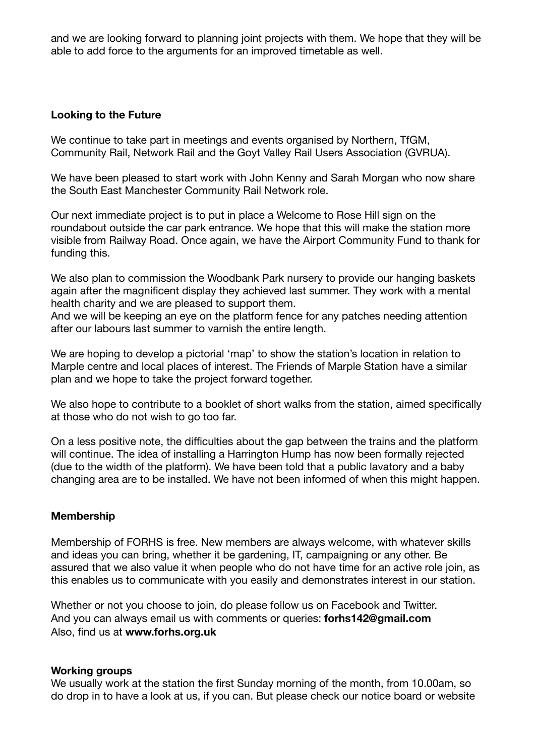and we are looking forward to planning joint projects with them. We hope that they will be able to add force to the arguments for an improved timetable as well.

**Looking to the Future**

We continue to take part in meetings and events organised by Northern, TfGM, Community Rail, Network Rail and the Goyt Valley Rail Users Association (GVRUA).

We have been pleased to start work with John Kenny and Sarah Morgan who now share the South East Manchester Community Rail Network role.

Our next immediate project is to put in place a Welcome to Rose Hill sign on the roundabout outside the car park entrance. We hope that this will make the station more visible from Railway Road. Once again, we have the Airport Community Fund to thank for funding this.

We also plan to commission the Woodbank Park nursery to provide our hanging baskets again after the magnificent display they achieved last summer. They work with a mental health charity and we are pleased to support them.
And we will be keeping an eye on the platform fence for any patches needing attention after our labours last summer to varnish the entire length.

We are hoping to develop a pictorial 'map' to show the station's location in relation to Marple centre and local places of interest. The Friends of Marple Station have a similar plan and we hope to take the project forward together.

We also hope to contribute to a booklet of short walks from the station, aimed specifically at those who do not wish to go too far.

On a less positive note, the difficulties about the gap between the trains and the platform will continue. The idea of installing a Harrington Hump has now been formally rejected (due to the width of the platform). We have been told that a public lavatory and a baby changing area are to be installed. We have not been informed of when this might happen.

**Membership**

Membership of FORHS is free. New members are always welcome, with whatever skills and ideas you can bring, whether it be gardening, IT, campaigning or any other. Be assured that we also value it when people who do not have time for an active role join, as this enables us to communicate with you easily and demonstrates interest in our station.

Whether or not you choose to join, do please follow us on Facebook and Twitter.
And you can always email us with comments or queries: **forhs142@gmail.com**
Also, find us at **www.forhs.org.uk**

**Working groups**

We usually work at the station the first Sunday morning of the month, from 10.00am, so do drop in to have a look at us, if you can. But please check our notice board or website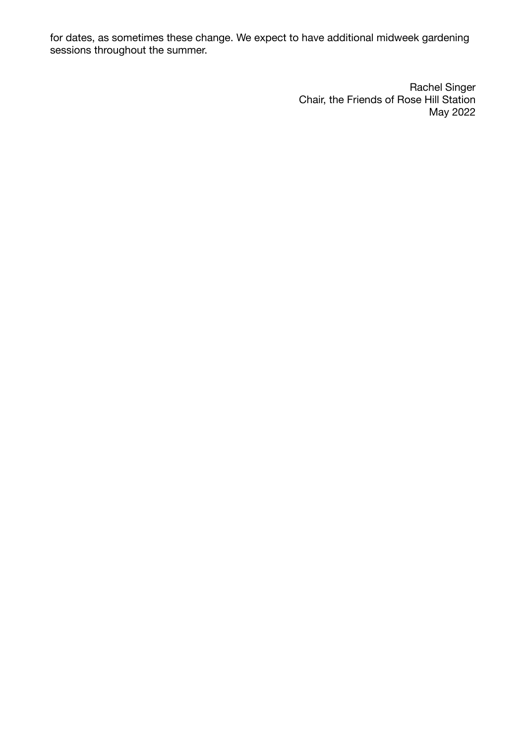for dates, as sometimes these change. We expect to have additional midweek gardening sessions throughout the summer.

Rachel Singer
Chair, the Friends of Rose Hill Station
May 2022